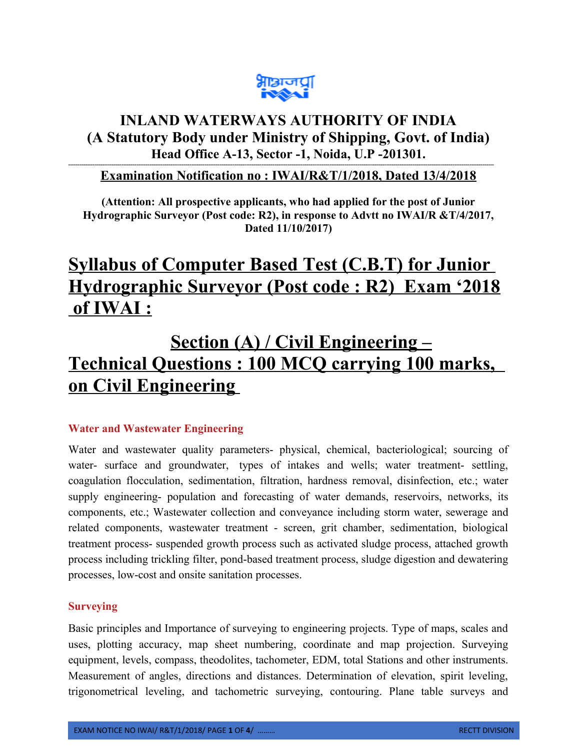# INLAND WATERWAYS AUTHORITY OF INDIA
## (A Statutory Body under Ministry of Shipping, Govt. of India)
### Head Office A-13, Sector -1, Noida, U.P -201301.

---

**Examination Notification no : IWAI/R&T/1/2018, Dated 13/4/2018**

**(Attention: All prospective applicants, who had applied for the post of Junior Hydrographic Surveyor (Post code: R2), in response to Advtt no IWAI/R &T/4/2017, Dated 11/10/2017)**

# Syllabus of Computer Based Test (C.B.T) for Junior Hydrographic Surveyor (Post code : R2) Exam '2018 of IWAI :

# Section (A) / Civil Engineering – Technical Questions : 100 MCQ carrying 100 marks, on Civil Engineering

### Water and Wastewater Engineering

Water and wastewater quality parameters- physical, chemical, bacteriological; sourcing of water- surface and groundwater, types of intakes and wells; water treatment- settling, coagulation flocculation, sedimentation, filtration, hardness removal, disinfection, etc.; water supply engineering- population and forecasting of water demands, reservoirs, networks, its components, etc.; Wastewater collection and conveyance including storm water, sewerage and related components, wastewater treatment - screen, grit chamber, sedimentation, biological treatment process- suspended growth process such as activated sludge process, attached growth process including trickling filter, pond-based treatment process, sludge digestion and dewatering processes, low-cost and onsite sanitation processes.

### Surveying

Basic principles and Importance of surveying to engineering projects. Type of maps, scales and uses, plotting accuracy, map sheet numbering, coordinate and map projection. Surveying equipment, levels, compass, theodolites, tachometer, EDM, total Stations and other instruments. Measurement of angles, directions and distances. Determination of elevation, spirit leveling, trigonometrical leveling, and tachometric surveying, contouring. Plane table surveys and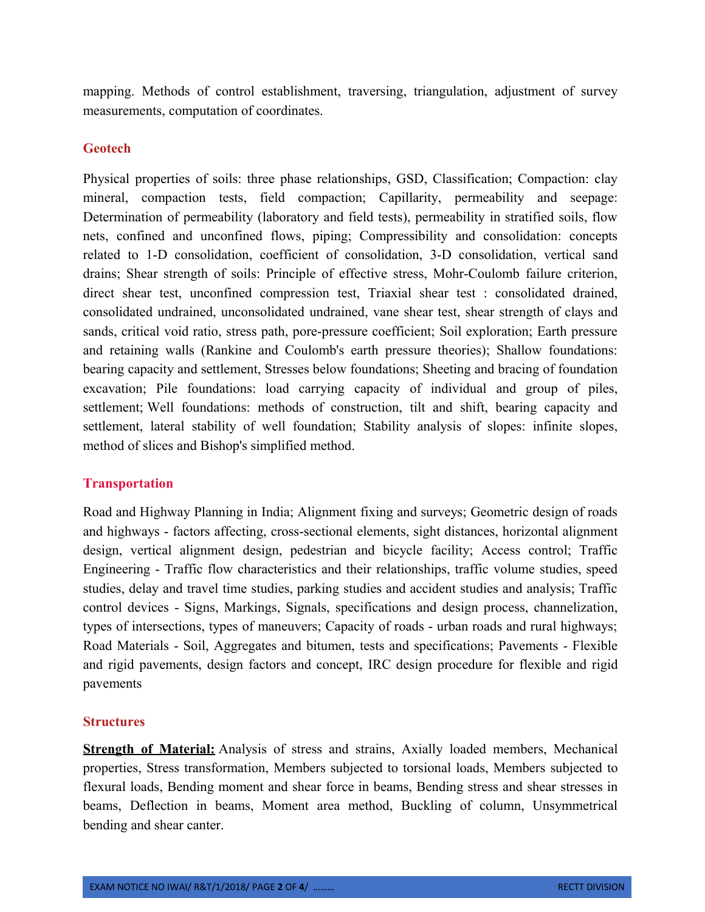mapping. Methods of control establishment, traversing, triangulation, adjustment of survey measurements, computation of coordinates.

## Geotech

Physical properties of soils: three phase relationships, GSD, Classification; Compaction: clay mineral, compaction tests, field compaction; Capillarity, permeability and seepage: Determination of permeability (laboratory and field tests), permeability in stratified soils, flow nets, confined and unconfined flows, piping; Compressibility and consolidation: concepts related to 1-D consolidation, coefficient of consolidation, 3-D consolidation, vertical sand drains; Shear strength of soils: Principle of effective stress, Mohr-Coulomb failure criterion, direct shear test, unconfined compression test, Triaxial shear test : consolidated drained, consolidated undrained, unconsolidated undrained, vane shear test, shear strength of clays and sands, critical void ratio, stress path, pore-pressure coefficient; Soil exploration; Earth pressure and retaining walls (Rankine and Coulomb's earth pressure theories); Shallow foundations: bearing capacity and settlement, Stresses below foundations; Sheeting and bracing of foundation excavation; Pile foundations: load carrying capacity of individual and group of piles, settlement; Well foundations: methods of construction, tilt and shift, bearing capacity and settlement, lateral stability of well foundation; Stability analysis of slopes: infinite slopes, method of slices and Bishop's simplified method.

## Transportation

Road and Highway Planning in India; Alignment fixing and surveys; Geometric design of roads and highways - factors affecting, cross-sectional elements, sight distances, horizontal alignment design, vertical alignment design, pedestrian and bicycle facility; Access control; Traffic Engineering - Traffic flow characteristics and their relationships, traffic volume studies, speed studies, delay and travel time studies, parking studies and accident studies and analysis; Traffic control devices - Signs, Markings, Signals, specifications and design process, channelization, types of intersections, types of maneuvers; Capacity of roads - urban roads and rural highways; Road Materials - Soil, Aggregates and bitumen, tests and specifications; Pavements - Flexible and rigid pavements, design factors and concept, IRC design procedure for flexible and rigid pavements

## Structures

**Strength of Material:** Analysis of stress and strains, Axially loaded members, Mechanical properties, Stress transformation, Members subjected to torsional loads, Members subjected to flexural loads, Bending moment and shear force in beams, Bending stress and shear stresses in beams, Deflection in beams, Moment area method, Buckling of column, Unsymmetrical bending and shear canter.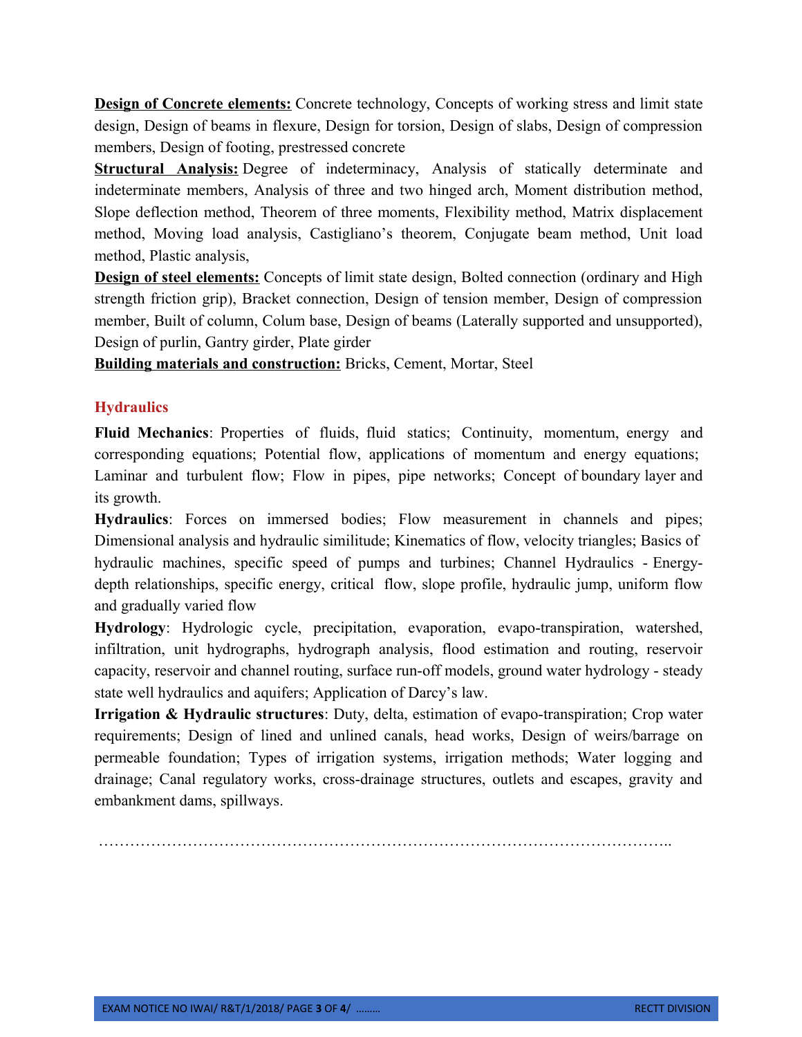**<u>Design of Concrete elements:</u>** Concrete technology, Concepts of working stress and limit state design, Design of beams in flexure, Design for torsion, Design of slabs, Design of compression members, Design of footing, prestressed concrete

**<u>Structural Analysis:</u>** Degree of indeterminacy, Analysis of statically determinate and indeterminate members, Analysis of three and two hinged arch, Moment distribution method, Slope deflection method, Theorem of three moments, Flexibility method, Matrix displacement method, Moving load analysis, Castigliano's theorem, Conjugate beam method, Unit load method, Plastic analysis,

**<u>Design of steel elements:</u>** Concepts of limit state design, Bolted connection (ordinary and High strength friction grip), Bracket connection, Design of tension member, Design of compression member, Built of column, Colum base, Design of beams (Laterally supported and unsupported), Design of purlin, Gantry girder, Plate girder

**<u>Building materials and construction:</u>** Bricks, Cement, Mortar, Steel

## Hydraulics

**Fluid Mechanics**: Properties of fluids, fluid statics; Continuity, momentum, energy and corresponding equations; Potential flow, applications of momentum and energy equations; Laminar and turbulent flow; Flow in pipes, pipe networks; Concept of boundary layer and its growth.

**Hydraulics**: Forces on immersed bodies; Flow measurement in channels and pipes; Dimensional analysis and hydraulic similitude; Kinematics of flow, velocity triangles; Basics of hydraulic machines, specific speed of pumps and turbines; Channel Hydraulics - Energy-depth relationships, specific energy, critical flow, slope profile, hydraulic jump, uniform flow and gradually varied flow

**Hydrology**: Hydrologic cycle, precipitation, evaporation, evapo-transpiration, watershed, infiltration, unit hydrographs, hydrograph analysis, flood estimation and routing, reservoir capacity, reservoir and channel routing, surface run-off models, ground water hydrology - steady state well hydraulics and aquifers; Application of Darcy's law.

**Irrigation & Hydraulic structures**: Duty, delta, estimation of evapo-transpiration; Crop water requirements; Design of lined and unlined canals, head works, Design of weirs/barrage on permeable foundation; Types of irrigation systems, irrigation methods; Water logging and drainage; Canal regulatory works, cross-drainage structures, outlets and escapes, gravity and embankment dams, spillways.

…………………………………………………………………………………………………..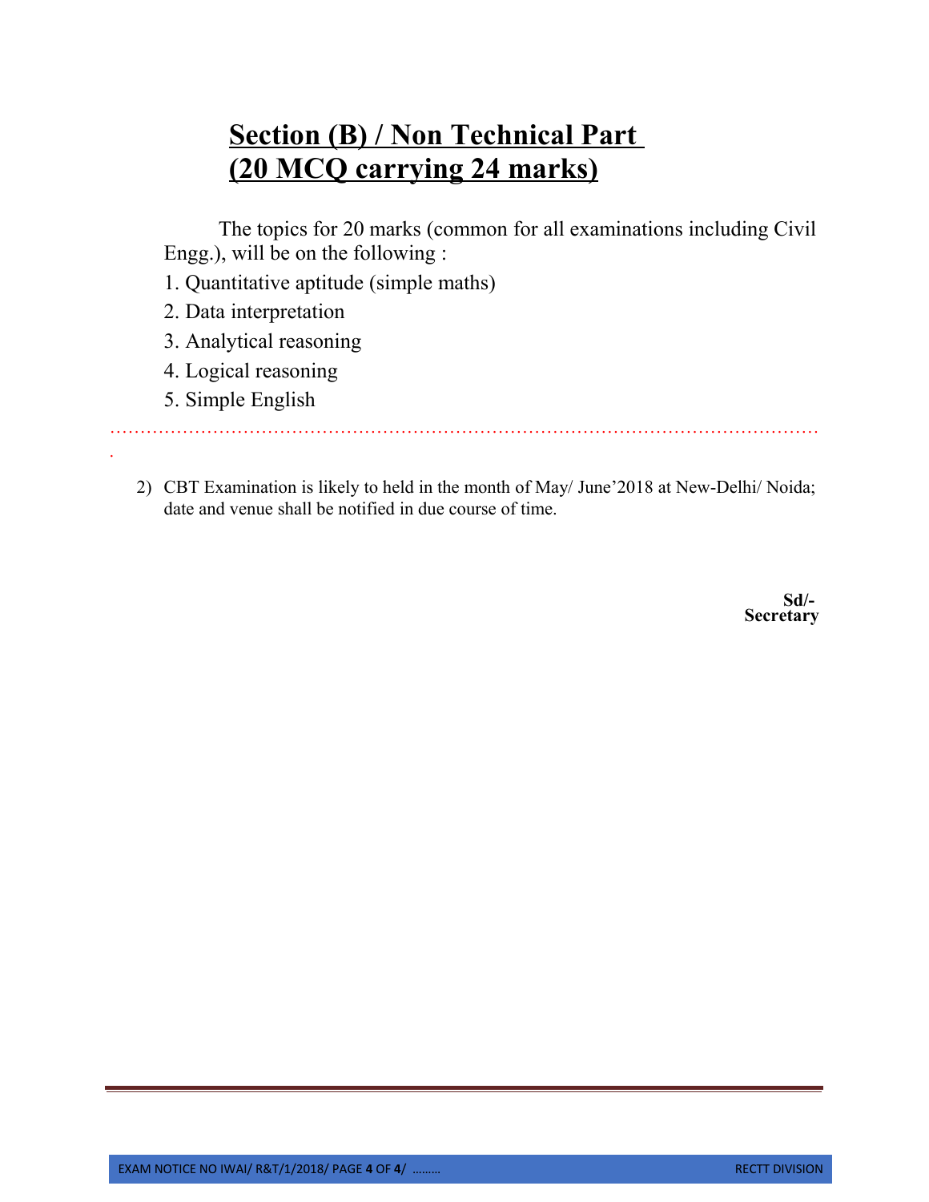## Section (B) / Non Technical Part (20 MCQ carrying 24 marks)

The topics for 20 marks (common for all examinations including Civil Engg.), will be on the following :

1. Quantitative aptitude (simple maths)
2. Data interpretation
3. Analytical reasoning
4. Logical reasoning
5. Simple English

---

2) CBT Examination is likely to held in the month of May/ June'2018 at New-Delhi/ Noida; date and venue shall be notified in due course of time.

**Sd/-**
**Secretary**